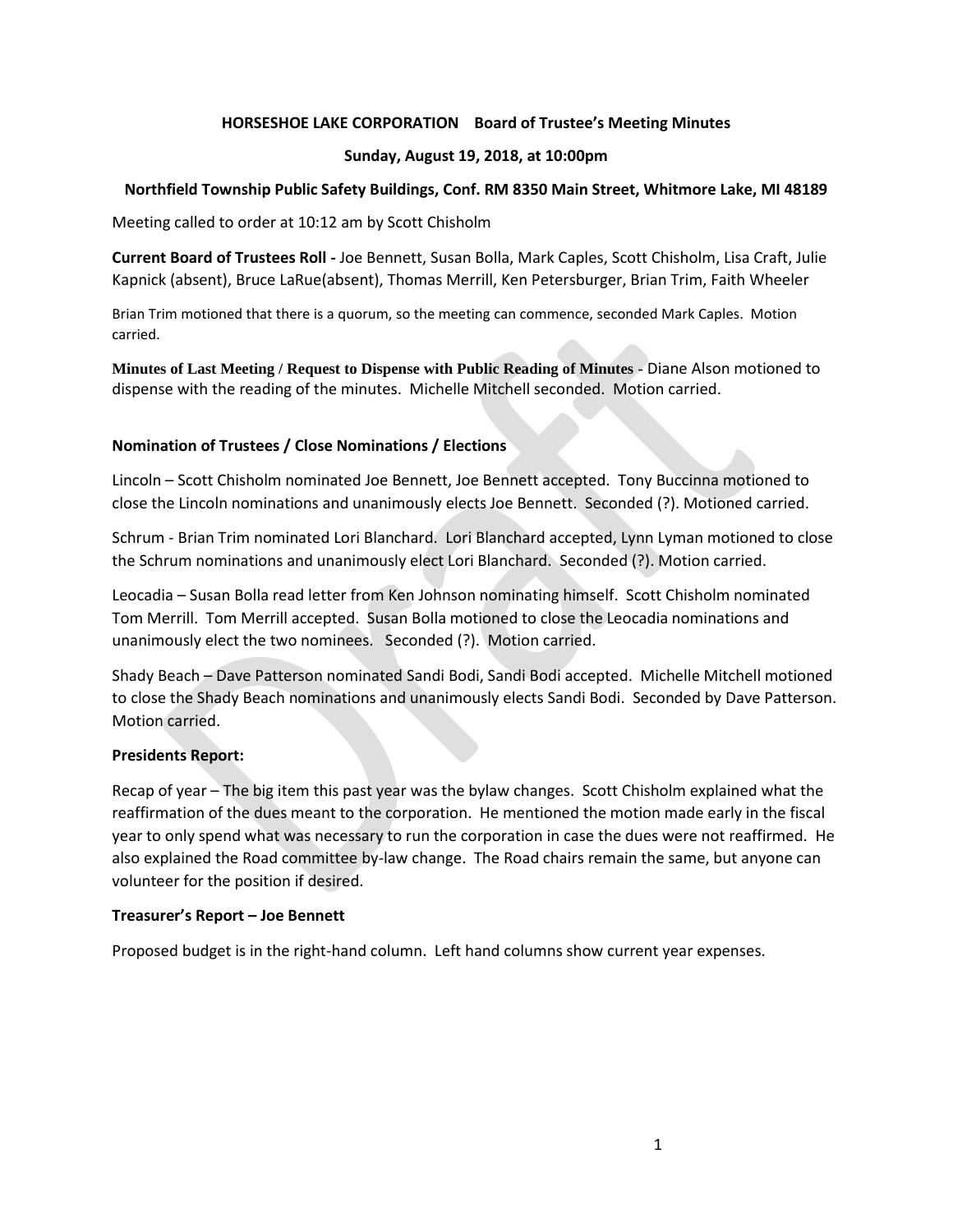**HORSESHOE LAKE CORPORATION    Board of Trustee's Meeting Minutes**

**Sunday, August 19, 2018, at 10:00pm**

**Northfield Township Public Safety Buildings, Conf. RM 8350 Main Street, Whitmore Lake, MI 48189**

Meeting called to order at 10:12 am by Scott Chisholm

**Current Board of Trustees Roll -** Joe Bennett, Susan Bolla, Mark Caples, Scott Chisholm, Lisa Craft, Julie Kapnick (absent), Bruce LaRue(absent), Thomas Merrill, Ken Petersburger, Brian Trim, Faith Wheeler

Brian Trim motioned that there is a quorum, so the meeting can commence, seconded Mark Caples. Motion carried.

**Minutes of Last Meeting / Request to Dispense with Public Reading of Minutes** - Diane Alson motioned to dispense with the reading of the minutes. Michelle Mitchell seconded. Motion carried.

**Nomination of Trustees / Close Nominations / Elections**

Lincoln – Scott Chisholm nominated Joe Bennett, Joe Bennett accepted. Tony Buccinna motioned to close the Lincoln nominations and unanimously elects Joe Bennett. Seconded (?). Motioned carried.

Schrum - Brian Trim nominated Lori Blanchard. Lori Blanchard accepted, Lynn Lyman motioned to close the Schrum nominations and unanimously elect Lori Blanchard. Seconded (?). Motion carried.

Leocadia – Susan Bolla read letter from Ken Johnson nominating himself. Scott Chisholm nominated Tom Merrill. Tom Merrill accepted. Susan Bolla motioned to close the Leocadia nominations and unanimously elect the two nominees. Seconded (?). Motion carried.

Shady Beach – Dave Patterson nominated Sandi Bodi, Sandi Bodi accepted. Michelle Mitchell motioned to close the Shady Beach nominations and unanimously elects Sandi Bodi. Seconded by Dave Patterson. Motion carried.

**Presidents Report:**

Recap of year – The big item this past year was the bylaw changes. Scott Chisholm explained what the reaffirmation of the dues meant to the corporation. He mentioned the motion made early in the fiscal year to only spend what was necessary to run the corporation in case the dues were not reaffirmed. He also explained the Road committee by-law change. The Road chairs remain the same, but anyone can volunteer for the position if desired.

**Treasurer's Report – Joe Bennett**

Proposed budget is in the right-hand column. Left hand columns show current year expenses.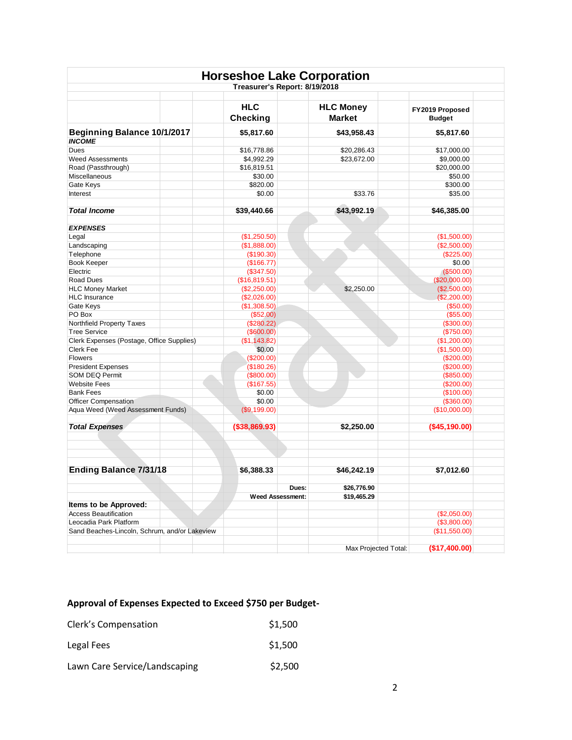# Horseshoe Lake Corporation

**Treasurer's Report: 8/19/2018**

| | HLC Checking | HLC Money Market | FY2019 Proposed Budget |
|---|---|---|---|
| **Beginning Balance 10/1/2017** | **$5,817.60** | **$43,958.43** | **$5,817.60** |
| ***INCOME*** | | | |
| Dues | $16,778.86 | $20,286.43 | $17,000.00 |
| Weed Assessments | $4,992.29 | $23,672.00 | $9,000.00 |
| Road (Passthrough) | $16,819.51 | | $20,000.00 |
| Miscellaneous | $30.00 | | $50.00 |
| Gate Keys | $820.00 | | $300.00 |
| Interest | $0.00 | $33.76 | $35.00 |
| ***Total Income*** | **$39,440.66** | **$43,992.19** | **$46,385.00** |
| ***EXPENSES*** | | | |
| Legal | ($1,250.50) | | ($1,500.00) |
| Landscaping | ($1,888.00) | | ($2,500.00) |
| Telephone | ($190.30) | | ($225.00) |
| Book Keeper | ($166.77) | | $0.00 |
| Electric | ($347.50) | | ($500.00) |
| Road Dues | ($16,819.51) | | ($20,000.00) |
| HLC Money Market | ($2,250.00) | $2,250.00 | ($2,500.00) |
| HLC Insurance | ($2,026.00) | | ($2,200.00) |
| Gate Keys | ($1,308.50) | | ($50.00) |
| PO Box | ($52.00) | | ($55.00) |
| Northfield Property Taxes | ($280.22) | | ($300.00) |
| Tree Service | ($600.00) | | ($750.00) |
| Clerk Expenses (Postage, Office Supplies) | ($1,143.82) | | ($1,200.00) |
| Clerk Fee | $0.00 | | ($1,500.00) |
| Flowers | ($200.00) | | ($200.00) |
| President Expenses | ($180.26) | | ($200.00) |
| SOM DEQ Permit | ($800.00) | | ($850.00) |
| Website Fees | ($167.55) | | ($200.00) |
| Bank Fees | $0.00 | | ($100.00) |
| Officer Compensation | $0.00 | | ($360.00) |
| Aqua Weed (Weed Assessment Funds) | ($9,199.00) | | ($10,000.00) |
| ***Total Expenses*** | **($38,869.93)** | **$2,250.00** | **($45,190.00)** |
| **Ending Balance 7/31/18** | **$6,388.33** | **$46,242.19** | **$7,012.60** |
| | **Dues:** | **$26,776.90** | |
| | **Weed Assessment:** | **$19,465.29** | |
| **Items to be Approved:** | | | |
| Access Beautification | | | ($2,050.00) |
| Leocadia Park Platform | | | ($3,800.00) |
| Sand Beaches-Lincoln, Schrum, and/or Lakeview | | | ($11,550.00) |
| | | Max Projected Total: | **($17,400.00)** |

**Approval of Expenses Expected to Exceed $750 per Budget-**

| | |
|---|---|
| Clerk's Compensation | $1,500 |
| Legal Fees | $1,500 |
| Lawn Care Service/Landscaping | $2,500 |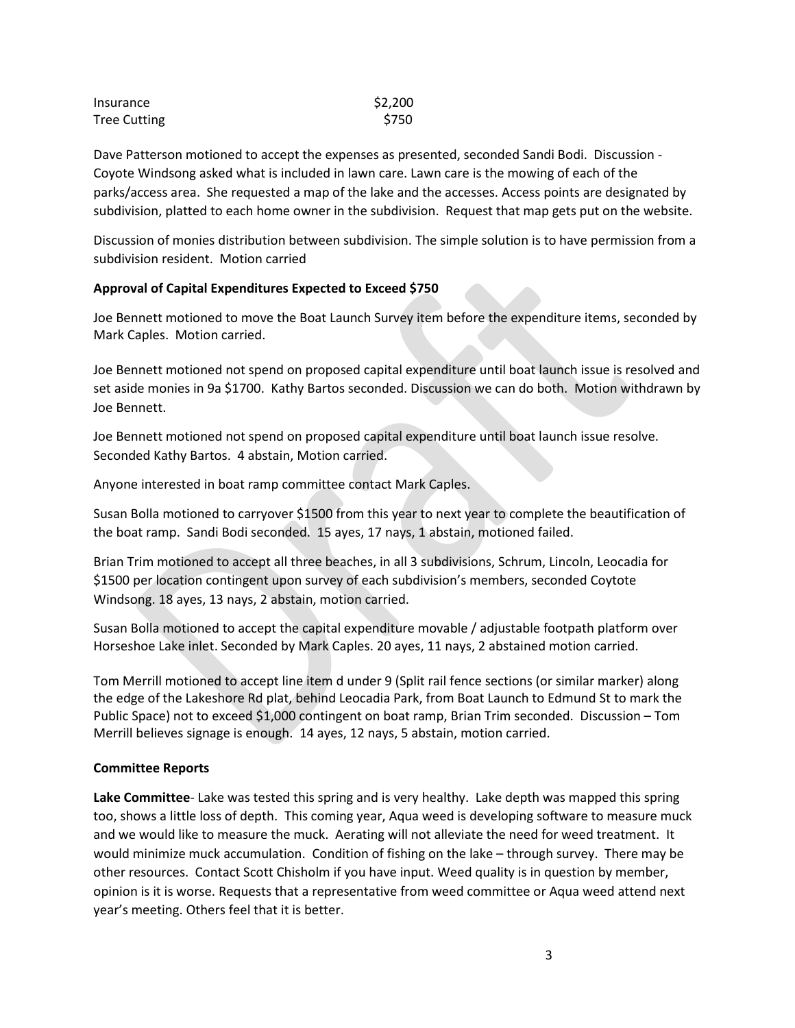| Insurance | $2,200 |
|---|---|
| Tree Cutting | $750 |

Dave Patterson motioned to accept the expenses as presented, seconded Sandi Bodi. Discussion - Coyote Windsong asked what is included in lawn care. Lawn care is the mowing of each of the parks/access area. She requested a map of the lake and the accesses. Access points are designated by subdivision, platted to each home owner in the subdivision. Request that map gets put on the website.

Discussion of monies distribution between subdivision. The simple solution is to have permission from a subdivision resident. Motion carried

**Approval of Capital Expenditures Expected to Exceed $750**

Joe Bennett motioned to move the Boat Launch Survey item before the expenditure items, seconded by Mark Caples. Motion carried.

Joe Bennett motioned not spend on proposed capital expenditure until boat launch issue is resolved and set aside monies in 9a $1700. Kathy Bartos seconded. Discussion we can do both. Motion withdrawn by Joe Bennett.

Joe Bennett motioned not spend on proposed capital expenditure until boat launch issue resolve. Seconded Kathy Bartos. 4 abstain, Motion carried.

Anyone interested in boat ramp committee contact Mark Caples.

Susan Bolla motioned to carryover $1500 from this year to next year to complete the beautification of the boat ramp. Sandi Bodi seconded. 15 ayes, 17 nays, 1 abstain, motioned failed.

Brian Trim motioned to accept all three beaches, in all 3 subdivisions, Schrum, Lincoln, Leocadia for $1500 per location contingent upon survey of each subdivision's members, seconded Coytote Windsong. 18 ayes, 13 nays, 2 abstain, motion carried.

Susan Bolla motioned to accept the capital expenditure movable / adjustable footpath platform over Horseshoe Lake inlet. Seconded by Mark Caples. 20 ayes, 11 nays, 2 abstained motion carried.

Tom Merrill motioned to accept line item d under 9 (Split rail fence sections (or similar marker) along the edge of the Lakeshore Rd plat, behind Leocadia Park, from Boat Launch to Edmund St to mark the Public Space) not to exceed $1,000 contingent on boat ramp, Brian Trim seconded. Discussion – Tom Merrill believes signage is enough. 14 ayes, 12 nays, 5 abstain, motion carried.

**Committee Reports**

**Lake Committee**- Lake was tested this spring and is very healthy. Lake depth was mapped this spring too, shows a little loss of depth. This coming year, Aqua weed is developing software to measure muck and we would like to measure the muck. Aerating will not alleviate the need for weed treatment. It would minimize muck accumulation. Condition of fishing on the lake – through survey. There may be other resources. Contact Scott Chisholm if you have input. Weed quality is in question by member, opinion is it is worse. Requests that a representative from weed committee or Aqua weed attend next year's meeting. Others feel that it is better.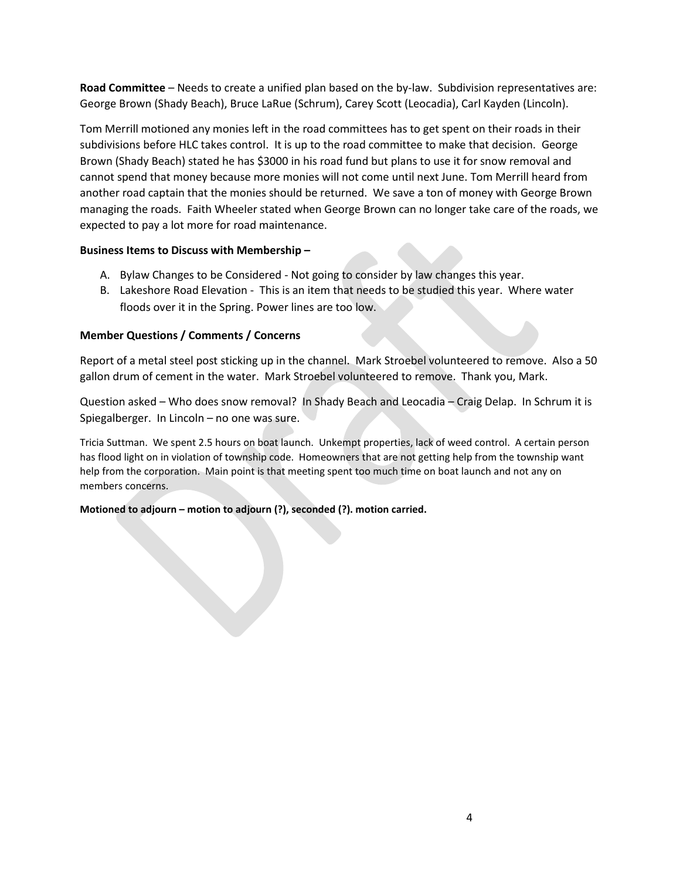**Road Committee** – Needs to create a unified plan based on the by-law. Subdivision representatives are: George Brown (Shady Beach), Bruce LaRue (Schrum), Carey Scott (Leocadia), Carl Kayden (Lincoln).

Tom Merrill motioned any monies left in the road committees has to get spent on their roads in their subdivisions before HLC takes control. It is up to the road committee to make that decision. George Brown (Shady Beach) stated he has $3000 in his road fund but plans to use it for snow removal and cannot spend that money because more monies will not come until next June. Tom Merrill heard from another road captain that the monies should be returned. We save a ton of money with George Brown managing the roads. Faith Wheeler stated when George Brown can no longer take care of the roads, we expected to pay a lot more for road maintenance.

**Business Items to Discuss with Membership –**

A. Bylaw Changes to be Considered - Not going to consider by law changes this year.
B. Lakeshore Road Elevation - This is an item that needs to be studied this year. Where water floods over it in the Spring. Power lines are too low.

**Member Questions / Comments / Concerns**

Report of a metal steel post sticking up in the channel. Mark Stroebel volunteered to remove. Also a 50 gallon drum of cement in the water. Mark Stroebel volunteered to remove. Thank you, Mark.

Question asked – Who does snow removal? In Shady Beach and Leocadia – Craig Delap. In Schrum it is Spiegalberger. In Lincoln – no one was sure.

Tricia Suttman. We spent 2.5 hours on boat launch. Unkempt properties, lack of weed control. A certain person has flood light on in violation of township code. Homeowners that are not getting help from the township want help from the corporation. Main point is that meeting spent too much time on boat launch and not any on members concerns.

**Motioned to adjourn – motion to adjourn (?), seconded (?). motion carried.**